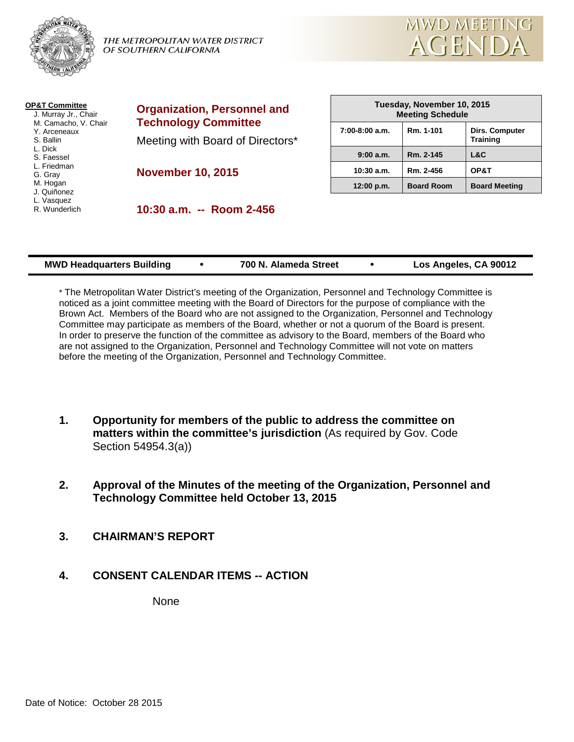THE METROPOLITAN WATER DISTRICT OF SOUTHERN CALIFORNIA

# MWD MEETING AGENDA

**OP&T Committee**
- J. Murray Jr., Chair
- M. Camacho, V. Chair
- Y. Arceneaux
- S. Ballin
- L. Dick
- S. Faessel
- L. Friedman
- G. Gray
- M. Hogan
- J. Quiñonez
- L. Vasquez
- R. Wunderlich

## Organization, Personnel and Technology Committee

Meeting with Board of Directors*

**November 10, 2015**

**10:30 a.m. -- Room 2-456**

| Tuesday, November 10, 2015 Meeting Schedule | | |
|---|---|---|
| 7:00-8:00 a.m. | Rm. 1-101 | Dirs. Computer Training |
| 9:00 a.m. | Rm. 2-145 | L&C |
| 10:30 a.m. | Rm. 2-456 | OP&T |
| 12:00 p.m. | Board Room | Board Meeting |

**MWD Headquarters Building • 700 N. Alameda Street • Los Angeles, CA 90012**

* The Metropolitan Water District's meeting of the Organization, Personnel and Technology Committee is noticed as a joint committee meeting with the Board of Directors for the purpose of compliance with the Brown Act. Members of the Board who are not assigned to the Organization, Personnel and Technology Committee may participate as members of the Board, whether or not a quorum of the Board is present. In order to preserve the function of the committee as advisory to the Board, members of the Board who are not assigned to the Organization, Personnel and Technology Committee will not vote on matters before the meeting of the Organization, Personnel and Technology Committee.

1. **Opportunity for members of the public to address the committee on matters within the committee's jurisdiction** (As required by Gov. Code Section 54954.3(a))

2. **Approval of the Minutes of the meeting of the Organization, Personnel and Technology Committee held October 13, 2015**

3. **CHAIRMAN'S REPORT**

4. **CONSENT CALENDAR ITEMS -- ACTION**

   None

Date of Notice: October 28 2015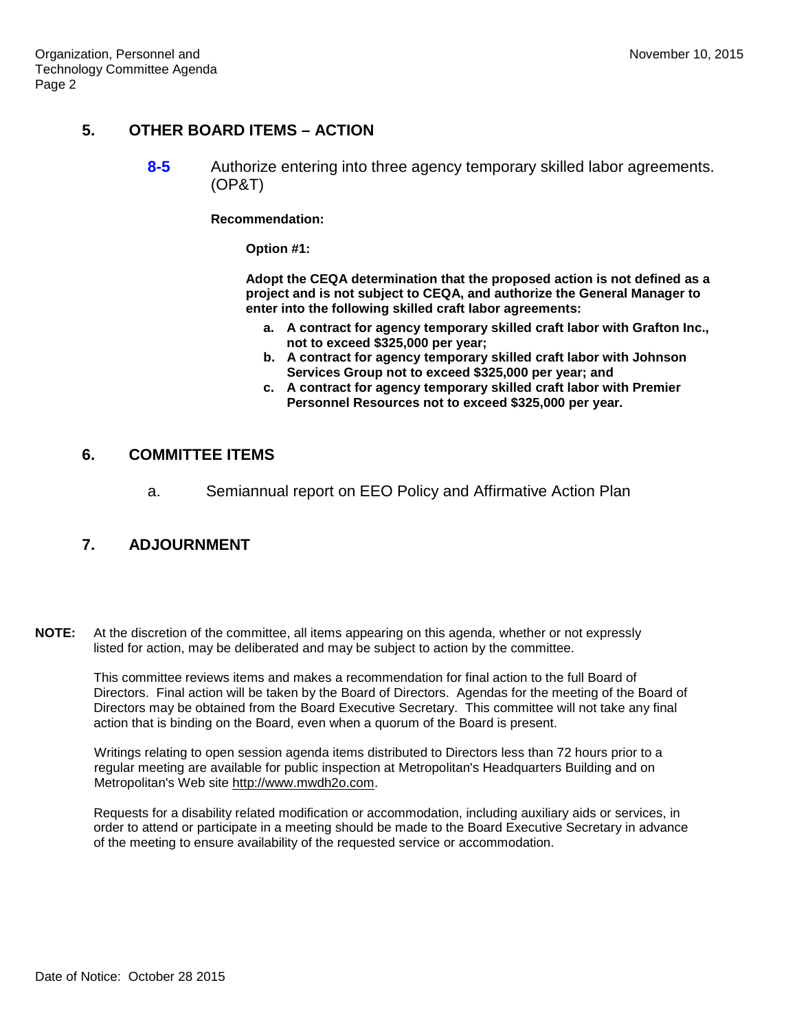## 5. OTHER BOARD ITEMS – ACTION

**8-5** Authorize entering into three agency temporary skilled labor agreements. (OP&T)

**Recommendation:**

**Option #1:**

**Adopt the CEQA determination that the proposed action is not defined as a project and is not subject to CEQA, and authorize the General Manager to enter into the following skilled craft labor agreements:**

- **a. A contract for agency temporary skilled craft labor with Grafton Inc., not to exceed $325,000 per year;**
- **b. A contract for agency temporary skilled craft labor with Johnson Services Group not to exceed $325,000 per year; and**
- **c. A contract for agency temporary skilled craft labor with Premier Personnel Resources not to exceed $325,000 per year.**

## 6. COMMITTEE ITEMS

a. Semiannual report on EEO Policy and Affirmative Action Plan

## 7. ADJOURNMENT

**NOTE:** At the discretion of the committee, all items appearing on this agenda, whether or not expressly listed for action, may be deliberated and may be subject to action by the committee.

This committee reviews items and makes a recommendation for final action to the full Board of Directors. Final action will be taken by the Board of Directors. Agendas for the meeting of the Board of Directors may be obtained from the Board Executive Secretary. This committee will not take any final action that is binding on the Board, even when a quorum of the Board is present.

Writings relating to open session agenda items distributed to Directors less than 72 hours prior to a regular meeting are available for public inspection at Metropolitan's Headquarters Building and on Metropolitan's Web site http://www.mwdh2o.com.

Requests for a disability related modification or accommodation, including auxiliary aids or services, in order to attend or participate in a meeting should be made to the Board Executive Secretary in advance of the meeting to ensure availability of the requested service or accommodation.

Date of Notice: October 28 2015